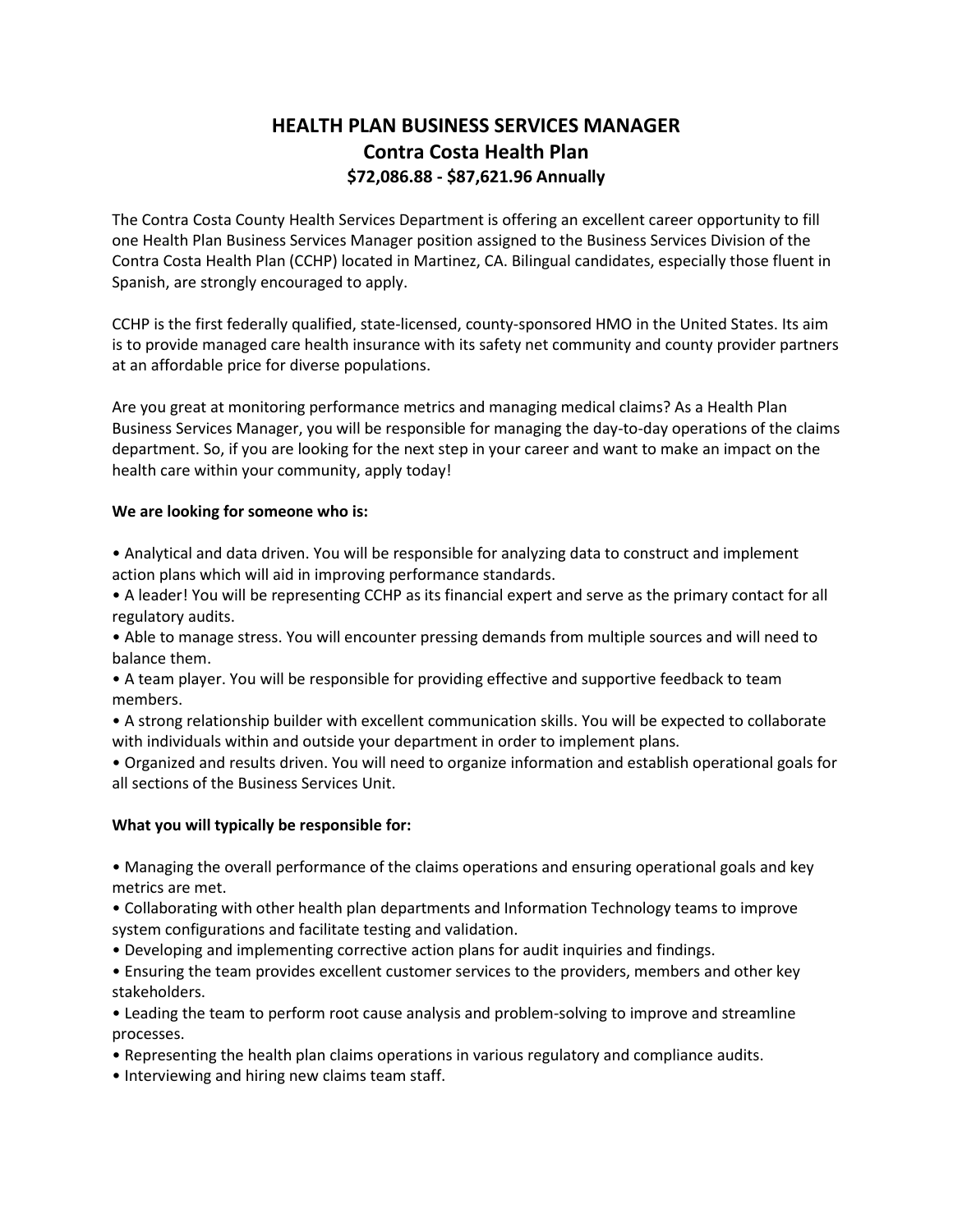# HEALTH PLAN BUSINESS SERVICES MANAGER
## Contra Costa Health Plan
### $72,086.88 - $87,621.96 Annually

The Contra Costa County Health Services Department is offering an excellent career opportunity to fill one Health Plan Business Services Manager position assigned to the Business Services Division of the Contra Costa Health Plan (CCHP) located in Martinez, CA. Bilingual candidates, especially those fluent in Spanish, are strongly encouraged to apply.

CCHP is the first federally qualified, state-licensed, county-sponsored HMO in the United States. Its aim is to provide managed care health insurance with its safety net community and county provider partners at an affordable price for diverse populations.

Are you great at monitoring performance metrics and managing medical claims? As a Health Plan Business Services Manager, you will be responsible for managing the day-to-day operations of the claims department. So, if you are looking for the next step in your career and want to make an impact on the health care within your community, apply today!

**We are looking for someone who is:**

- Analytical and data driven. You will be responsible for analyzing data to construct and implement action plans which will aid in improving performance standards.
- A leader! You will be representing CCHP as its financial expert and serve as the primary contact for all regulatory audits.
- Able to manage stress. You will encounter pressing demands from multiple sources and will need to balance them.
- A team player. You will be responsible for providing effective and supportive feedback to team members.
- A strong relationship builder with excellent communication skills. You will be expected to collaborate with individuals within and outside your department in order to implement plans.
- Organized and results driven. You will need to organize information and establish operational goals for all sections of the Business Services Unit.

**What you will typically be responsible for:**

- Managing the overall performance of the claims operations and ensuring operational goals and key metrics are met.
- Collaborating with other health plan departments and Information Technology teams to improve system configurations and facilitate testing and validation.
- Developing and implementing corrective action plans for audit inquiries and findings.
- Ensuring the team provides excellent customer services to the providers, members and other key stakeholders.
- Leading the team to perform root cause analysis and problem-solving to improve and streamline processes.
- Representing the health plan claims operations in various regulatory and compliance audits.
- Interviewing and hiring new claims team staff.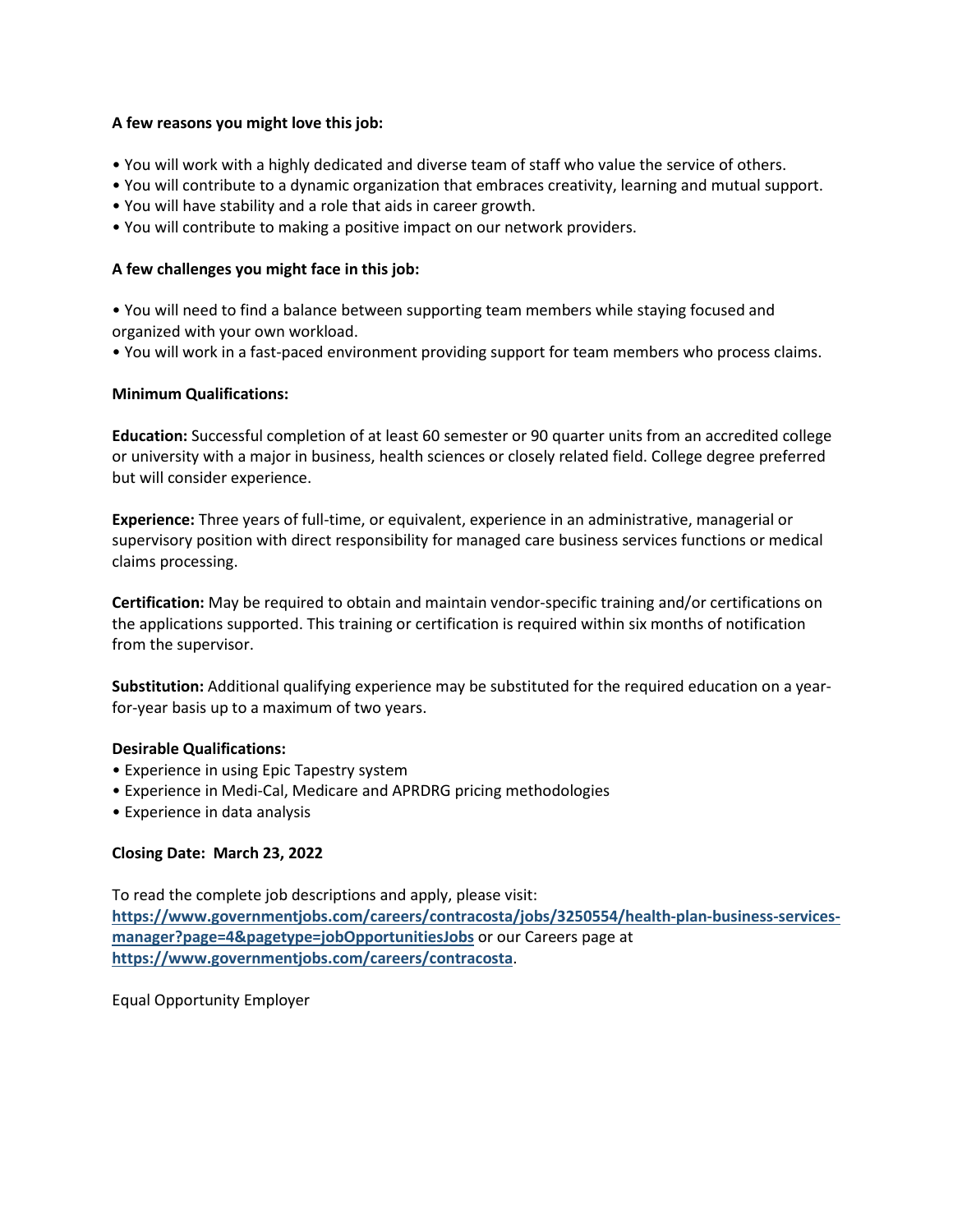**A few reasons you might love this job:**

- You will work with a highly dedicated and diverse team of staff who value the service of others.
- You will contribute to a dynamic organization that embraces creativity, learning and mutual support.
- You will have stability and a role that aids in career growth.
- You will contribute to making a positive impact on our network providers.

**A few challenges you might face in this job:**

- You will need to find a balance between supporting team members while staying focused and organized with your own workload.
- You will work in a fast-paced environment providing support for team members who process claims.

**Minimum Qualifications:**

**Education:** Successful completion of at least 60 semester or 90 quarter units from an accredited college or university with a major in business, health sciences or closely related field. College degree preferred but will consider experience.

**Experience:** Three years of full-time, or equivalent, experience in an administrative, managerial or supervisory position with direct responsibility for managed care business services functions or medical claims processing.

**Certification:** May be required to obtain and maintain vendor-specific training and/or certifications on the applications supported. This training or certification is required within six months of notification from the supervisor.

**Substitution:** Additional qualifying experience may be substituted for the required education on a year-for-year basis up to a maximum of two years.

**Desirable Qualifications:**

- Experience in using Epic Tapestry system
- Experience in Medi-Cal, Medicare and APRDRG pricing methodologies
- Experience in data analysis

**Closing Date: March 23, 2022**

To read the complete job descriptions and apply, please visit: **https://www.governmentjobs.com/careers/contracosta/jobs/3250554/health-plan-business-services-manager?page=4&pagetype=jobOpportunitiesJobs** or our Careers page at **https://www.governmentjobs.com/careers/contracosta**.

Equal Opportunity Employer